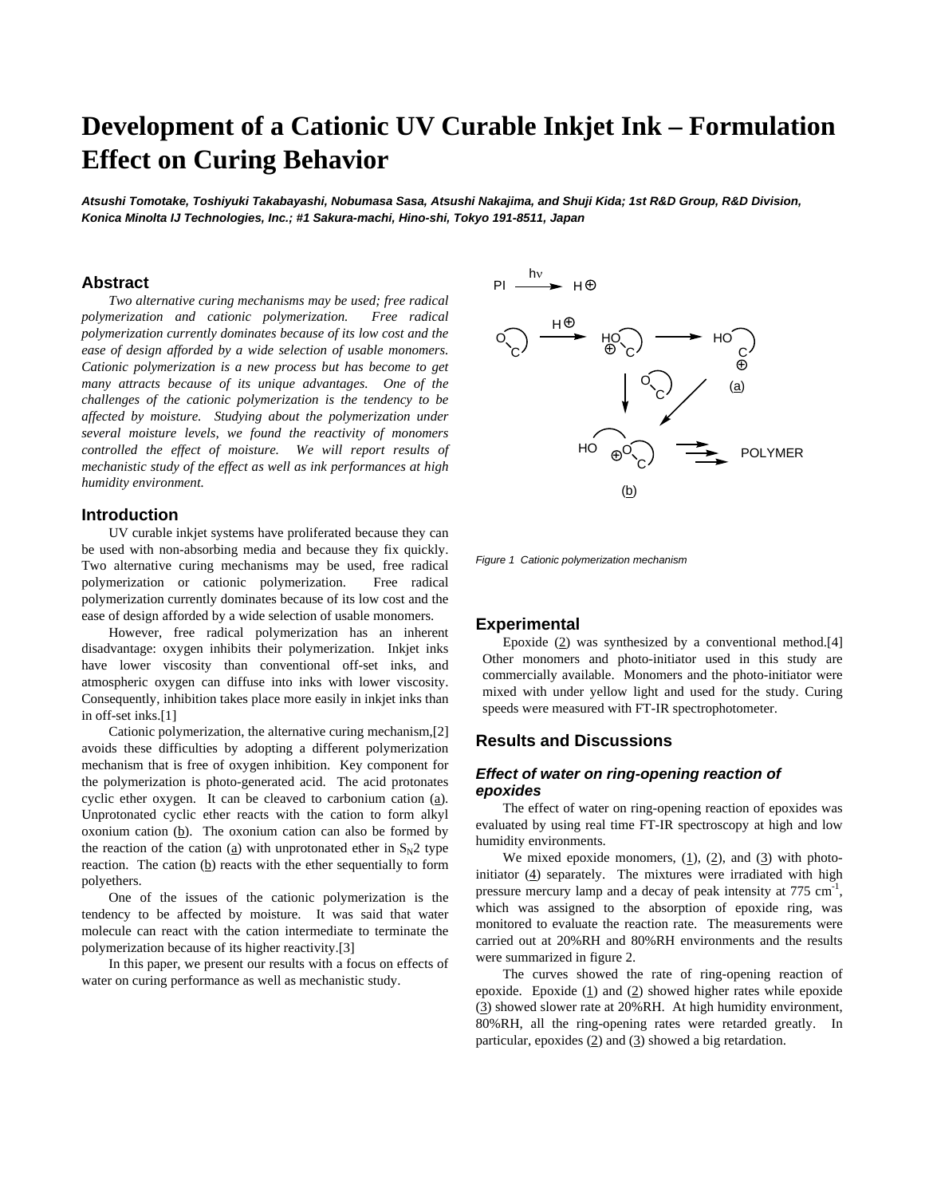# Development of a Cationic UV Curable Inkjet Ink – Formulation Effect on Curing Behavior

***Atsushi Tomotake, Toshiyuki Takabayashi, Nobumasa Sasa, Atsushi Nakajima, and Shuji Kida; 1st R&D Group, R&D Division, Konica Minolta IJ Technologies, Inc.; #1 Sakura-machi, Hino-shi, Tokyo 191-8511, Japan***

## Abstract

*Two alternative curing mechanisms may be used; free radical polymerization and cationic polymerization. Free radical polymerization currently dominates because of its low cost and the ease of design afforded by a wide selection of usable monomers. Cationic polymerization is a new process but has become to get many attracts because of its unique advantages. One of the challenges of the cationic polymerization is the tendency to be affected by moisture. Studying about the polymerization under several moisture levels, we found the reactivity of monomers controlled the effect of moisture. We will report results of mechanistic study of the effect as well as ink performances at high humidity environment.*

## Introduction

UV curable inkjet systems have proliferated because they can be used with non-absorbing media and because they fix quickly. Two alternative curing mechanisms may be used, free radical polymerization or cationic polymerization. Free radical polymerization currently dominates because of its low cost and the ease of design afforded by a wide selection of usable monomers.

However, free radical polymerization has an inherent disadvantage: oxygen inhibits their polymerization. Inkjet inks have lower viscosity than conventional off-set inks, and atmospheric oxygen can diffuse into inks with lower viscosity. Consequently, inhibition takes place more easily in inkjet inks than in off-set inks.[1]

Cationic polymerization, the alternative curing mechanism,[2] avoids these difficulties by adopting a different polymerization mechanism that is free of oxygen inhibition. Key component for the polymerization is photo-generated acid. The acid protonates cyclic ether oxygen. It can be cleaved to carbonium cation (a). Unprotonated cyclic ether reacts with the cation to form alkyl oxonium cation (b). The oxonium cation can also be formed by the reaction of the cation (a) with unprotonated ether in $S_N2$ type reaction. The cation (b) reacts with the ether sequentially to form polyethers.

One of the issues of the cationic polymerization is the tendency to be affected by moisture. It was said that water molecule can react with the cation intermediate to terminate the polymerization because of its higher reactivity.[3]

In this paper, we present our results with a focus on effects of water on curing performance as well as mechanistic study.

PI →(hν) H⊕

Figure 1 Cationic polymerization mechanism

## Experimental

Epoxide (2) was synthesized by a conventional method.[4] Other monomers and photo-initiator used in this study are commercially available. Monomers and the photo-initiator were mixed with under yellow light and used for the study. Curing speeds were measured with FT-IR spectrophotometer.

## Results and Discussions

### *Effect of water on ring-opening reaction of epoxides*

The effect of water on ring-opening reaction of epoxides was evaluated by using real time FT-IR spectroscopy at high and low humidity environments.

We mixed epoxide monomers, (1), (2), and (3) with photo-initiator (4) separately. The mixtures were irradiated with high pressure mercury lamp and a decay of peak intensity at 775 $cm^{-1}$, which was assigned to the absorption of epoxide ring, was monitored to evaluate the reaction rate. The measurements were carried out at 20%RH and 80%RH environments and the results were summarized in figure 2.

The curves showed the rate of ring-opening reaction of epoxide. Epoxide (1) and (2) showed higher rates while epoxide (3) showed slower rate at 20%RH. At high humidity environment, 80%RH, all the ring-opening rates were retarded greatly. In particular, epoxides (2) and (3) showed a big retardation.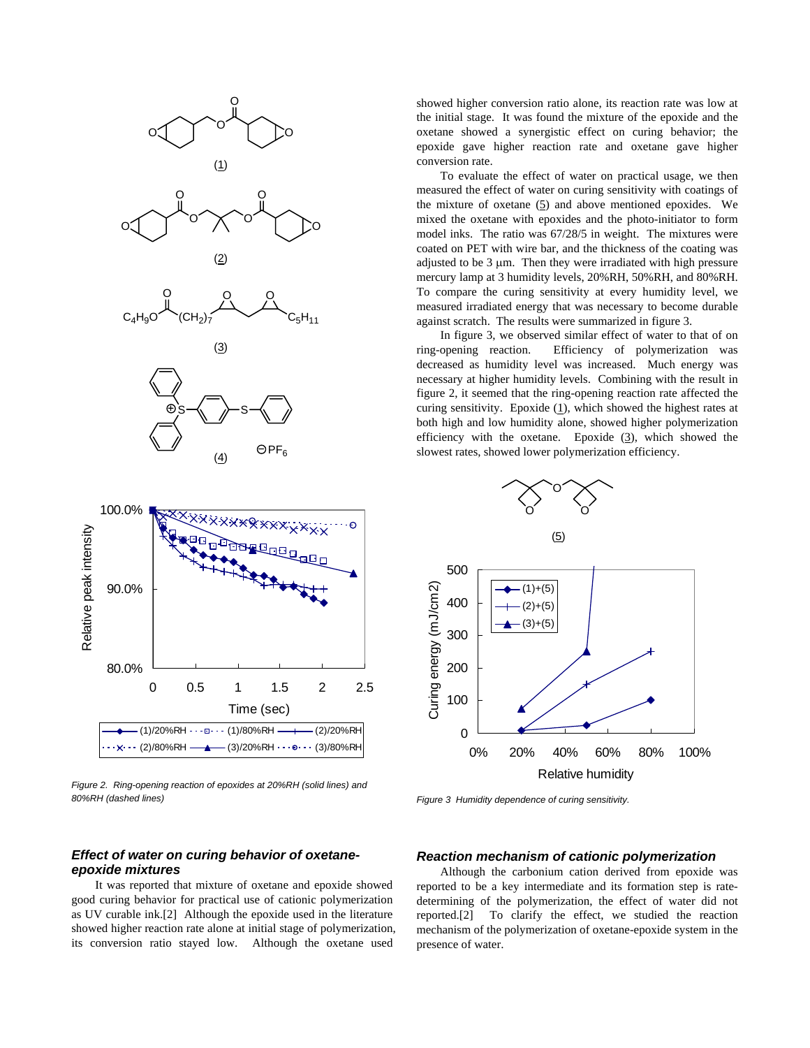(1)

(2)

(3)

(4)

Figure 2. Ring-opening reaction of epoxides at 20%RH (solid lines) and 80%RH (dashed lines)

## *Effect of water on curing behavior of oxetane-epoxide mixtures*

It was reported that mixture of oxetane and epoxide showed good curing behavior for practical use of cationic polymerization as UV curable ink.[2] Although the epoxide used in the literature showed higher reaction rate alone at initial stage of polymerization, its conversion ratio stayed low. Although the oxetane used showed higher conversion ratio alone, its reaction rate was low at the initial stage. It was found the mixture of the epoxide and the oxetane showed a synergistic effect on curing behavior; the epoxide gave higher reaction rate and oxetane gave higher conversion rate.

To evaluate the effect of water on practical usage, we then measured the effect of water on curing sensitivity with coatings of the mixture of oxetane (5) and above mentioned epoxides. We mixed the oxetane with epoxides and the photo-initiator to form model inks. The ratio was 67/28/5 in weight. The mixtures were coated on PET with wire bar, and the thickness of the coating was adjusted to be 3 μm. Then they were irradiated with high pressure mercury lamp at 3 humidity levels, 20%RH, 50%RH, and 80%RH. To compare the curing sensitivity at every humidity level, we measured irradiated energy that was necessary to become durable against scratch. The results were summarized in figure 3.

In figure 3, we observed similar effect of water to that of on ring-opening reaction. Efficiency of polymerization was decreased as humidity level was increased. Much energy was necessary at higher humidity levels. Combining with the result in figure 2, it seemed that the ring-opening reaction rate affected the curing sensitivity. Epoxide (1), which showed the highest rates at both high and low humidity alone, showed higher polymerization efficiency with the oxetane. Epoxide (3), which showed the slowest rates, showed lower polymerization efficiency.

(5)

Figure 3 Humidity dependence of curing sensitivity.

## *Reaction mechanism of cationic polymerization*

Although the carbonium cation derived from epoxide was reported to be a key intermediate and its formation step is rate-determining of the polymerization, the effect of water did not reported.[2] To clarify the effect, we studied the reaction mechanism of the polymerization of oxetane-epoxide system in the presence of water.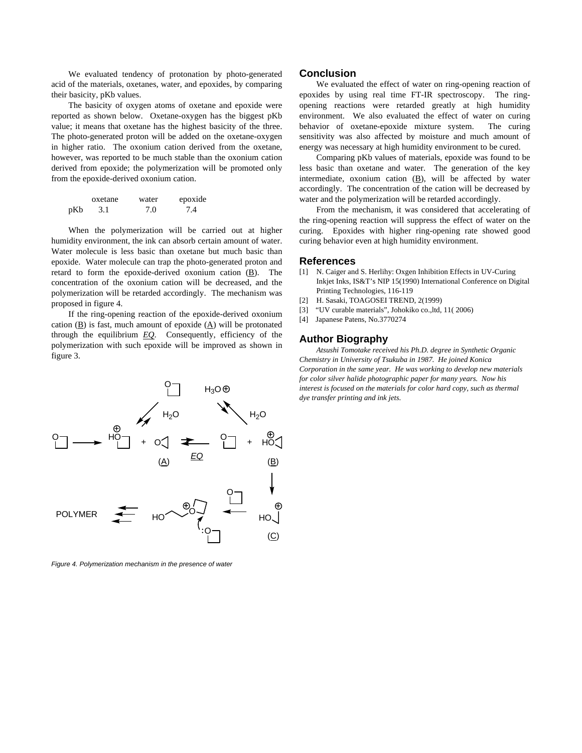We evaluated tendency of protonation by photo-generated acid of the materials, oxetanes, water, and epoxides, by comparing their basicity, pKb values.

The basicity of oxygen atoms of oxetane and epoxide were reported as shown below. Oxetane-oxygen has the biggest pKb value; it means that oxetane has the highest basicity of the three. The photo-generated proton will be added on the oxetane-oxygen in higher ratio. The oxonium cation derived from the oxetane, however, was reported to be much stable than the oxonium cation derived from epoxide; the polymerization will be promoted only from the epoxide-derived oxonium cation.

| | oxetane | water | epoxide |
|---|---|---|---|
| pKb | 3.1 | 7.0 | 7.4 |

When the polymerization will be carried out at higher humidity environment, the ink can absorb certain amount of water. Water molecule is less basic than oxetane but much basic than epoxide. Water molecule can trap the photo-generated proton and retard to form the epoxide-derived oxonium cation (B). The concentration of the oxonium cation will be decreased, and the polymerization will be retarded accordingly. The mechanism was proposed in figure 4.

If the ring-opening reaction of the epoxide-derived oxonium cation (B) is fast, much amount of epoxide (A) will be protonated through the equilibrium *EQ*. Consequently, efficiency of the polymerization with such epoxide will be improved as shown in figure 3.

H3O⊕
H2O
H2O
(A)
EQ
(B)
(C)
POLYMER

*Figure 4. Polymerization mechanism in the presence of water*

## Conclusion

We evaluated the effect of water on ring-opening reaction of epoxides by using real time FT-IR spectroscopy. The ring-opening reactions were retarded greatly at high humidity environment. We also evaluated the effect of water on curing behavior of oxetane-epoxide mixture system. The curing sensitivity was also affected by moisture and much amount of energy was necessary at high humidity environment to be cured.

Comparing pKb values of materials, epoxide was found to be less basic than oxetane and water. The generation of the key intermediate, oxonium cation (B), will be affected by water accordingly. The concentration of the cation will be decreased by water and the polymerization will be retarded accordingly.

From the mechanism, it was considered that accelerating of the ring-opening reaction will suppress the effect of water on the curing. Epoxides with higher ring-opening rate showed good curing behavior even at high humidity environment.

## References

[1] N. Caiger and S. Herlihy: Oxgen Inhibition Effects in UV-Curing Inkjet Inks, IS&T's NIP 15(1990) International Conference on Digital Printing Technologies, 116-119

[2] H. Sasaki, TOAGOSEI TREND, 2(1999)

[3] "UV curable materials", Johokiko co.,ltd, 11( 2006)

[4] Japanese Patens, No.3770274

## Author Biography

*Atsushi Tomotake received his Ph.D. degree in Synthetic Organic Chemistry in University of Tsukuba in 1987. He joined Konica Corporation in the same year. He was working to develop new materials for color silver halide photographic paper for many years. Now his interest is focused on the materials for color hard copy, such as thermal dye transfer printing and ink jets.*